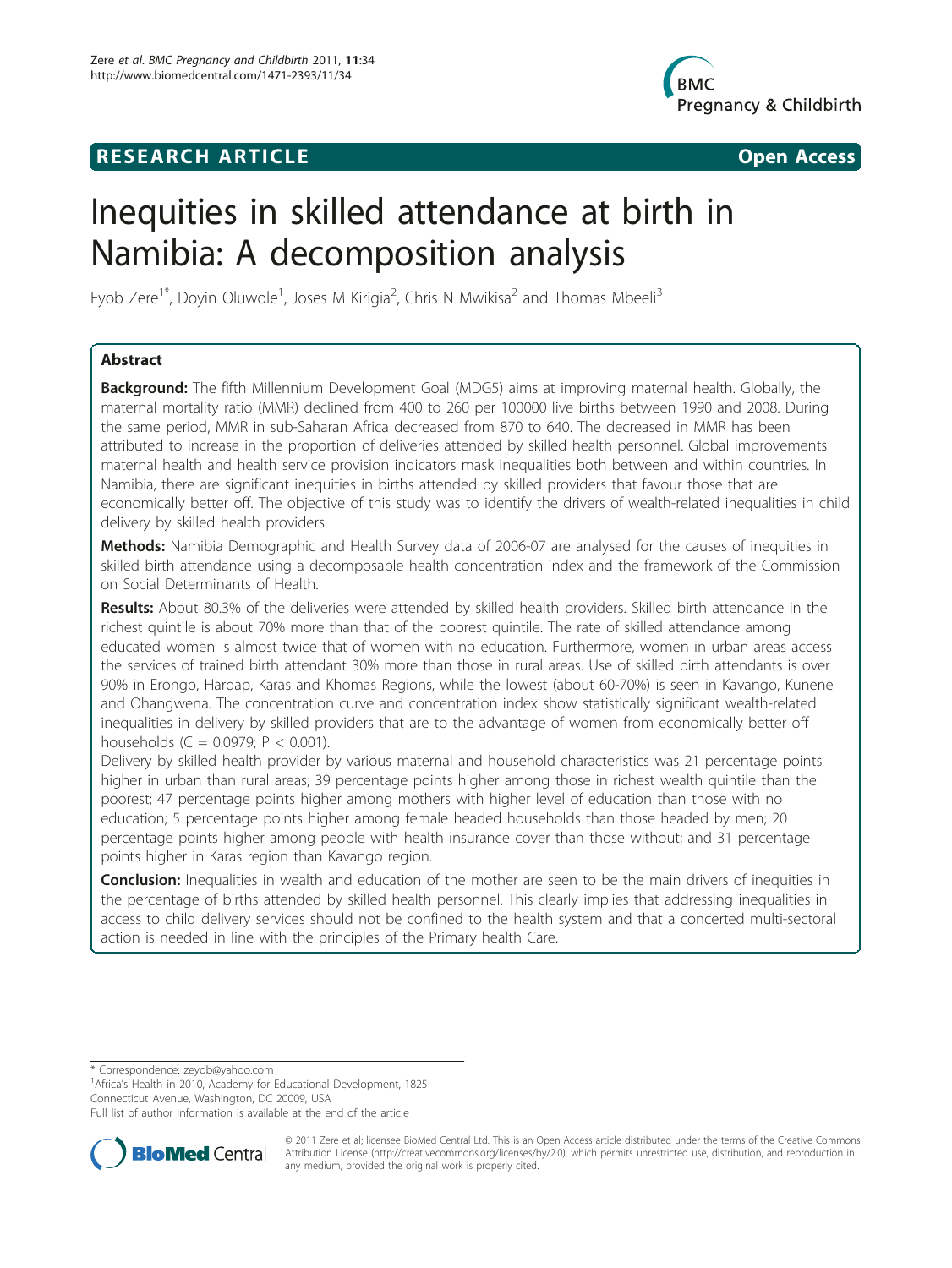**RESEARCH ARTICLE** **Open Access**

# Inequities in skilled attendance at birth in Namibia: A decomposition analysis

Eyob Zere[1*], Doyin Oluwole[1], Joses M Kirigia[2], Chris N Mwikisa[2] and Thomas Mbeeli[3]

## Abstract

**Background:** The fifth Millennium Development Goal (MDG5) aims at improving maternal health. Globally, the maternal mortality ratio (MMR) declined from 400 to 260 per 100000 live births between 1990 and 2008. During the same period, MMR in sub-Saharan Africa decreased from 870 to 640. The decreased in MMR has been attributed to increase in the proportion of deliveries attended by skilled health personnel. Global improvements maternal health and health service provision indicators mask inequalities both between and within countries. In Namibia, there are significant inequities in births attended by skilled providers that favour those that are economically better off. The objective of this study was to identify the drivers of wealth-related inequalities in child delivery by skilled health providers.

**Methods:** Namibia Demographic and Health Survey data of 2006-07 are analysed for the causes of inequities in skilled birth attendance using a decomposable health concentration index and the framework of the Commission on Social Determinants of Health.

**Results:** About 80.3% of the deliveries were attended by skilled health providers. Skilled birth attendance in the richest quintile is about 70% more than that of the poorest quintile. The rate of skilled attendance among educated women is almost twice that of women with no education. Furthermore, women in urban areas access the services of trained birth attendant 30% more than those in rural areas. Use of skilled birth attendants is over 90% in Erongo, Hardap, Karas and Khomas Regions, while the lowest (about 60-70%) is seen in Kavango, Kunene and Ohangwena. The concentration curve and concentration index show statistically significant wealth-related inequalities in delivery by skilled providers that are to the advantage of women from economically better off households ($C = 0.0979$; $P < 0.001$).

Delivery by skilled health provider by various maternal and household characteristics was 21 percentage points higher in urban than rural areas; 39 percentage points higher among those in richest wealth quintile than the poorest; 47 percentage points higher among mothers with higher level of education than those with no education; 5 percentage points higher among female headed households than those headed by men; 20 percentage points higher among people with health insurance cover than those without; and 31 percentage points higher in Karas region than Kavango region.

**Conclusion:** Inequalities in wealth and education of the mother are seen to be the main drivers of inequities in the percentage of births attended by skilled health personnel. This clearly implies that addressing inequalities in access to child delivery services should not be confined to the health system and that a concerted multi-sectoral action is needed in line with the principles of the Primary health Care.

\* Correspondence: zeyob@yahoo.com
[1]Africa's Health in 2010, Academy for Educational Development, 1825 Connecticut Avenue, Washington, DC 20009, USA
Full list of author information is available at the end of the article

© 2011 Zere et al; licensee BioMed Central Ltd. This is an Open Access article distributed under the terms of the Creative Commons Attribution License (http://creativecommons.org/licenses/by/2.0), which permits unrestricted use, distribution, and reproduction in any medium, provided the original work is properly cited.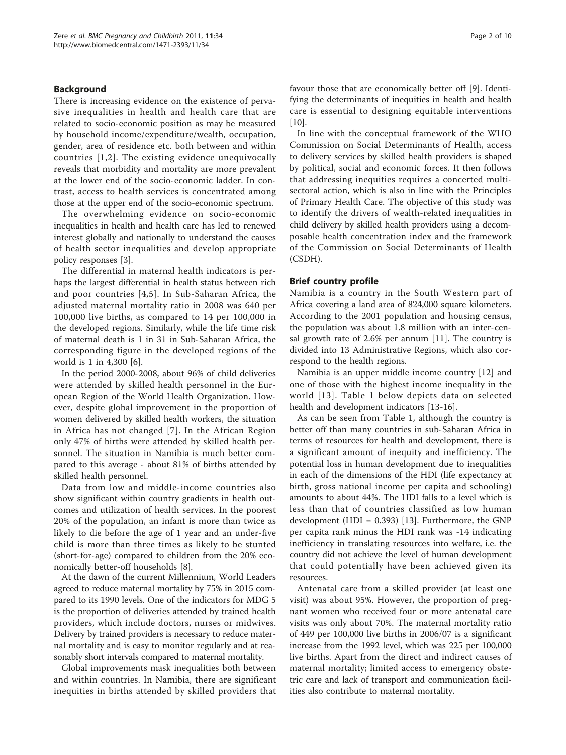## Background

There is increasing evidence on the existence of pervasive inequalities in health and health care that are related to socio-economic position as may be measured by household income/expenditure/wealth, occupation, gender, area of residence etc. both between and within countries [1,2]. The existing evidence unequivocally reveals that morbidity and mortality are more prevalent at the lower end of the socio-economic ladder. In contrast, access to health services is concentrated among those at the upper end of the socio-economic spectrum.

The overwhelming evidence on socio-economic inequalities in health and health care has led to renewed interest globally and nationally to understand the causes of health sector inequalities and develop appropriate policy responses [3].

The differential in maternal health indicators is perhaps the largest differential in health status between rich and poor countries [4,5]. In Sub-Saharan Africa, the adjusted maternal mortality ratio in 2008 was 640 per 100,000 live births, as compared to 14 per 100,000 in the developed regions. Similarly, while the life time risk of maternal death is 1 in 31 in Sub-Saharan Africa, the corresponding figure in the developed regions of the world is 1 in 4,300 [6].

In the period 2000-2008, about 96% of child deliveries were attended by skilled health personnel in the European Region of the World Health Organization. However, despite global improvement in the proportion of women delivered by skilled health workers, the situation in Africa has not changed [7]. In the African Region only 47% of births were attended by skilled health personnel. The situation in Namibia is much better compared to this average - about 81% of births attended by skilled health personnel.

Data from low and middle-income countries also show significant within country gradients in health outcomes and utilization of health services. In the poorest 20% of the population, an infant is more than twice as likely to die before the age of 1 year and an under-five child is more than three times as likely to be stunted (short-for-age) compared to children from the 20% economically better-off households [8].

At the dawn of the current Millennium, World Leaders agreed to reduce maternal mortality by 75% in 2015 compared to its 1990 levels. One of the indicators for MDG 5 is the proportion of deliveries attended by trained health providers, which include doctors, nurses or midwives. Delivery by trained providers is necessary to reduce maternal mortality and is easy to monitor regularly and at reasonably short intervals compared to maternal mortality.

Global improvements mask inequalities both between and within countries. In Namibia, there are significant inequities in births attended by skilled providers that favour those that are economically better off [9]. Identifying the determinants of inequities in health and health care is essential to designing equitable interventions [10].

In line with the conceptual framework of the WHO Commission on Social Determinants of Health, access to delivery services by skilled health providers is shaped by political, social and economic forces. It then follows that addressing inequities requires a concerted multi-sectoral action, which is also in line with the Principles of Primary Health Care. The objective of this study was to identify the drivers of wealth-related inequalities in child delivery by skilled health providers using a decomposable health concentration index and the framework of the Commission on Social Determinants of Health (CSDH).

## Brief country profile

Namibia is a country in the South Western part of Africa covering a land area of 824,000 square kilometers. According to the 2001 population and housing census, the population was about 1.8 million with an inter-censal growth rate of 2.6% per annum [11]. The country is divided into 13 Administrative Regions, which also correspond to the health regions.

Namibia is an upper middle income country [12] and one of those with the highest income inequality in the world [13]. Table 1 below depicts data on selected health and development indicators [13-16].

As can be seen from Table 1, although the country is better off than many countries in sub-Saharan Africa in terms of resources for health and development, there is a significant amount of inequity and inefficiency. The potential loss in human development due to inequalities in each of the dimensions of the HDI (life expectancy at birth, gross national income per capita and schooling) amounts to about 44%. The HDI falls to a level which is less than that of countries classified as low human development (HDI = 0.393) [13]. Furthermore, the GNP per capita rank minus the HDI rank was -14 indicating inefficiency in translating resources into welfare, i.e. the country did not achieve the level of human development that could potentially have been achieved given its resources.

Antenatal care from a skilled provider (at least one visit) was about 95%. However, the proportion of pregnant women who received four or more antenatal care visits was only about 70%. The maternal mortality ratio of 449 per 100,000 live births in 2006/07 is a significant increase from the 1992 level, which was 225 per 100,000 live births. Apart from the direct and indirect causes of maternal mortality; limited access to emergency obstetric care and lack of transport and communication facilities also contribute to maternal mortality.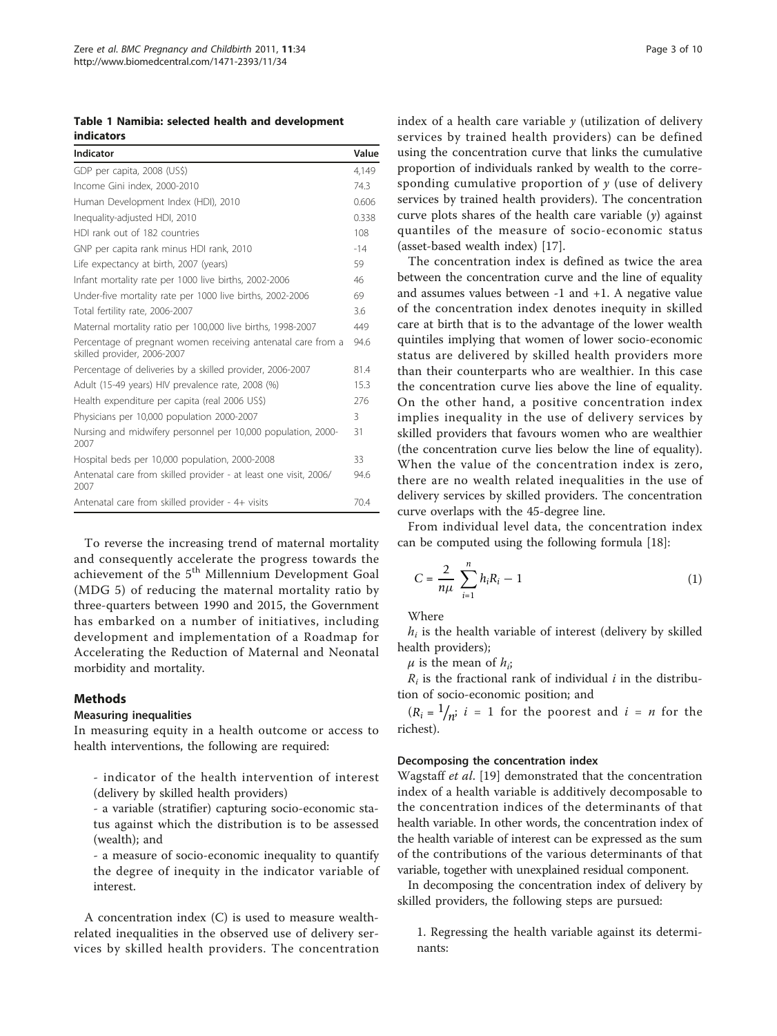**Table 1 Namibia: selected health and development indicators**

| Indicator | Value |
|---|---|
| GDP per capita, 2008 (US$) | 4,149 |
| Income Gini index, 2000-2010 | 74.3 |
| Human Development Index (HDI), 2010 | 0.606 |
| Inequality-adjusted HDI, 2010 | 0.338 |
| HDI rank out of 182 countries | 108 |
| GNP per capita rank minus HDI rank, 2010 | -14 |
| Life expectancy at birth, 2007 (years) | 59 |
| Infant mortality rate per 1000 live births, 2002-2006 | 46 |
| Under-five mortality rate per 1000 live births, 2002-2006 | 69 |
| Total fertility rate, 2006-2007 | 3.6 |
| Maternal mortality ratio per 100,000 live births, 1998-2007 | 449 |
| Percentage of pregnant women receiving antenatal care from a skilled provider, 2006-2007 | 94.6 |
| Percentage of deliveries by a skilled provider, 2006-2007 | 81.4 |
| Adult (15-49 years) HIV prevalence rate, 2008 (%) | 15.3 |
| Health expenditure per capita (real 2006 US$) | 276 |
| Physicians per 10,000 population 2000-2007 | 3 |
| Nursing and midwifery personnel per 10,000 population, 2000-2007 | 31 |
| Hospital beds per 10,000 population, 2000-2008 | 33 |
| Antenatal care from skilled provider - at least one visit, 2006/2007 | 94.6 |
| Antenatal care from skilled provider - 4+ visits | 70.4 |

To reverse the increasing trend of maternal mortality and consequently accelerate the progress towards the achievement of the 5th Millennium Development Goal (MDG 5) of reducing the maternal mortality ratio by three-quarters between 1990 and 2015, the Government has embarked on a number of initiatives, including development and implementation of a Roadmap for Accelerating the Reduction of Maternal and Neonatal morbidity and mortality.

## Methods

### Measuring inequalities

In measuring equity in a health outcome or access to health interventions, the following are required:

- indicator of the health intervention of interest (delivery by skilled health providers)
- a variable (stratifier) capturing socio-economic status against which the distribution is to be assessed (wealth); and
- a measure of socio-economic inequality to quantify the degree of inequity in the indicator variable of interest.

A concentration index (C) is used to measure wealth-related inequalities in the observed use of delivery services by skilled health providers. The concentration index of a health care variable $y$ (utilization of delivery services by trained health providers) can be defined using the concentration curve that links the cumulative proportion of individuals ranked by wealth to the corresponding cumulative proportion of $y$ (use of delivery services by trained health providers). The concentration curve plots shares of the health care variable ($y$) against quantiles of the measure of socio-economic status (asset-based wealth index) [17].

The concentration index is defined as twice the area between the concentration curve and the line of equality and assumes values between -1 and +1. A negative value of the concentration index denotes inequity in skilled care at birth that is to the advantage of the lower wealth quintiles implying that women of lower socio-economic status are delivered by skilled health providers more than their counterparts who are wealthier. In this case the concentration curve lies above the line of equality. On the other hand, a positive concentration index implies inequality in the use of delivery services by skilled providers that favours women who are wealthier (the concentration curve lies below the line of equality). When the value of the concentration index is zero, there are no wealth related inequalities in the use of delivery services by skilled providers. The concentration curve overlaps with the 45-degree line.

From individual level data, the concentration index can be computed using the following formula [18]:

$$C = \frac{2}{n\mu} \sum_{i=1}^{n} h_i R_i - 1 \qquad (1)$$

Where

$h_i$ is the health variable of interest (delivery by skilled health providers);

$\mu$ is the mean of $h_i$;

$R_i$ is the fractional rank of individual $i$ in the distribution of socio-economic position; and

($R_i = 1/n$; $i = 1$ for the poorest and $i = n$ for the richest).

### Decomposing the concentration index

Wagstaff *et al*. [19] demonstrated that the concentration index of a health variable is additively decomposable to the concentration indices of the determinants of that health variable. In other words, the concentration index of the health variable of interest can be expressed as the sum of the contributions of the various determinants of that variable, together with unexplained residual component.

In decomposing the concentration index of delivery by skilled providers, the following steps are pursued:

1. Regressing the health variable against its determinants: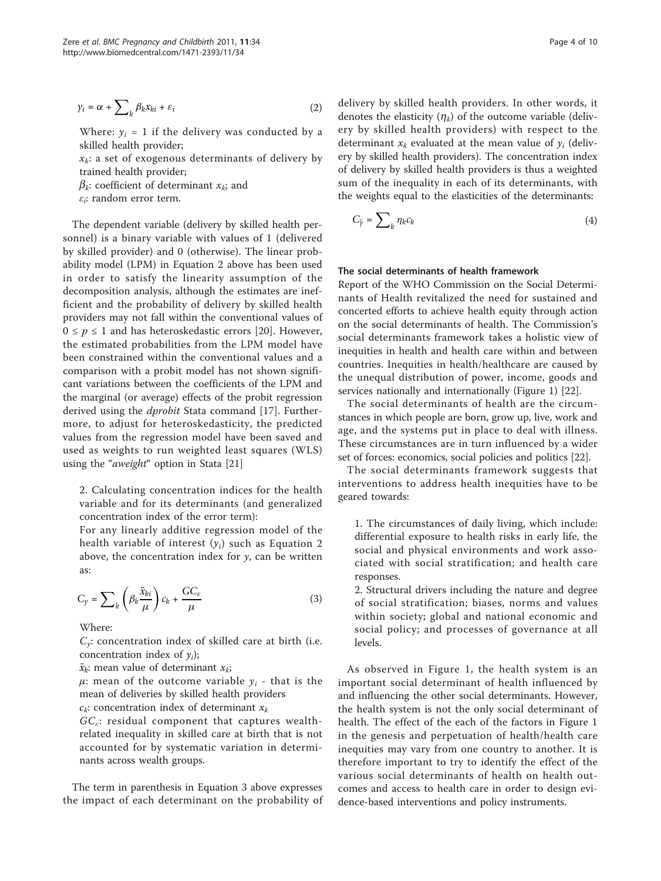$$y_i = \alpha + \sum_k \beta_k x_{ki} + \varepsilon_i \quad (2)$$

Where: $y_i$ = 1 if the delivery was conducted by a skilled health provider;

$x_k$: a set of exogenous determinants of delivery by trained health provider;

$\beta_k$: coefficient of determinant $x_k$; and

$\varepsilon_i$: random error term.

The dependent variable (delivery by skilled health personnel) is a binary variable with values of 1 (delivered by skilled provider) and 0 (otherwise). The linear probability model (LPM) in Equation 2 above has been used in order to satisfy the linearity assumption of the decomposition analysis, although the estimates are inefficient and the probability of delivery by skilled health providers may not fall within the conventional values of $0 \leq p \leq 1$ and has heteroskedastic errors [20]. However, the estimated probabilities from the LPM model have been constrained within the conventional values and a comparison with a probit model has not shown significant variations between the coefficients of the LPM and the marginal (or average) effects of the probit regression derived using the *dprobit* Stata command [17]. Furthermore, to adjust for heteroskedasticity, the predicted values from the regression model have been saved and used as weights to run weighted least squares (WLS) using the "*aweight*" option in Stata [21]

2. Calculating concentration indices for the health variable and for its determinants (and generalized concentration index of the error term):

For any linearly additive regression model of the health variable of interest ($y_i$) such as Equation 2 above, the concentration index for $y$, can be written as:

$$C_y = \sum_k \left( \beta_k \frac{\bar{x}_{ki}}{\mu} \right) c_k + \frac{GC_\varepsilon}{\mu} \quad (3)$$

Where:

$C_y$: concentration index of skilled care at birth (i.e. concentration index of $y_i$);

$\bar{x}_k$: mean value of determinant $x_k$;

$\mu$: mean of the outcome variable $y_i$ - that is the mean of deliveries by skilled health providers

$c_k$: concentration index of determinant $x_k$

$GC_\varepsilon$: residual component that captures wealth-related inequality in skilled care at birth that is not accounted for by systematic variation in determinants across wealth groups.

The term in parenthesis in Equation 3 above expresses the impact of each determinant on the probability of delivery by skilled health providers. In other words, it denotes the elasticity ($\eta_k$) of the outcome variable (delivery by skilled health providers) with respect to the determinant $x_k$ evaluated at the mean value of $y_i$ (delivery by skilled health providers). The concentration index of delivery by skilled health providers is thus a weighted sum of the inequality in each of its determinants, with the weights equal to the elasticities of the determinants:

$$C_{\hat{y}} = \sum_k \eta_k c_k \quad (4)$$

### The social determinants of health framework

Report of the WHO Commission on the Social Determinants of Health revitalized the need for sustained and concerted efforts to achieve health equity through action on the social determinants of health. The Commission's social determinants framework takes a holistic view of inequities in health and health care within and between countries. Inequities in health/healthcare are caused by the unequal distribution of power, income, goods and services nationally and internationally (Figure 1) [22].

The social determinants of health are the circumstances in which people are born, grow up, live, work and age, and the systems put in place to deal with illness. These circumstances are in turn influenced by a wider set of forces: economics, social policies and politics [22].

The social determinants framework suggests that interventions to address health inequities have to be geared towards:

1. The circumstances of daily living, which include: differential exposure to health risks in early life, the social and physical environments and work associated with social stratification; and health care responses.
2. Structural drivers including the nature and degree of social stratification; biases, norms and values within society; global and national economic and social policy; and processes of governance at all levels.

As observed in Figure 1, the health system is an important social determinant of health influenced by and influencing the other social determinants. However, the health system is not the only social determinant of health. The effect of the each of the factors in Figure 1 in the genesis and perpetuation of health/health care inequities may vary from one country to another. It is therefore important to try to identify the effect of the various social determinants of health on health outcomes and access to health care in order to design evidence-based interventions and policy instruments.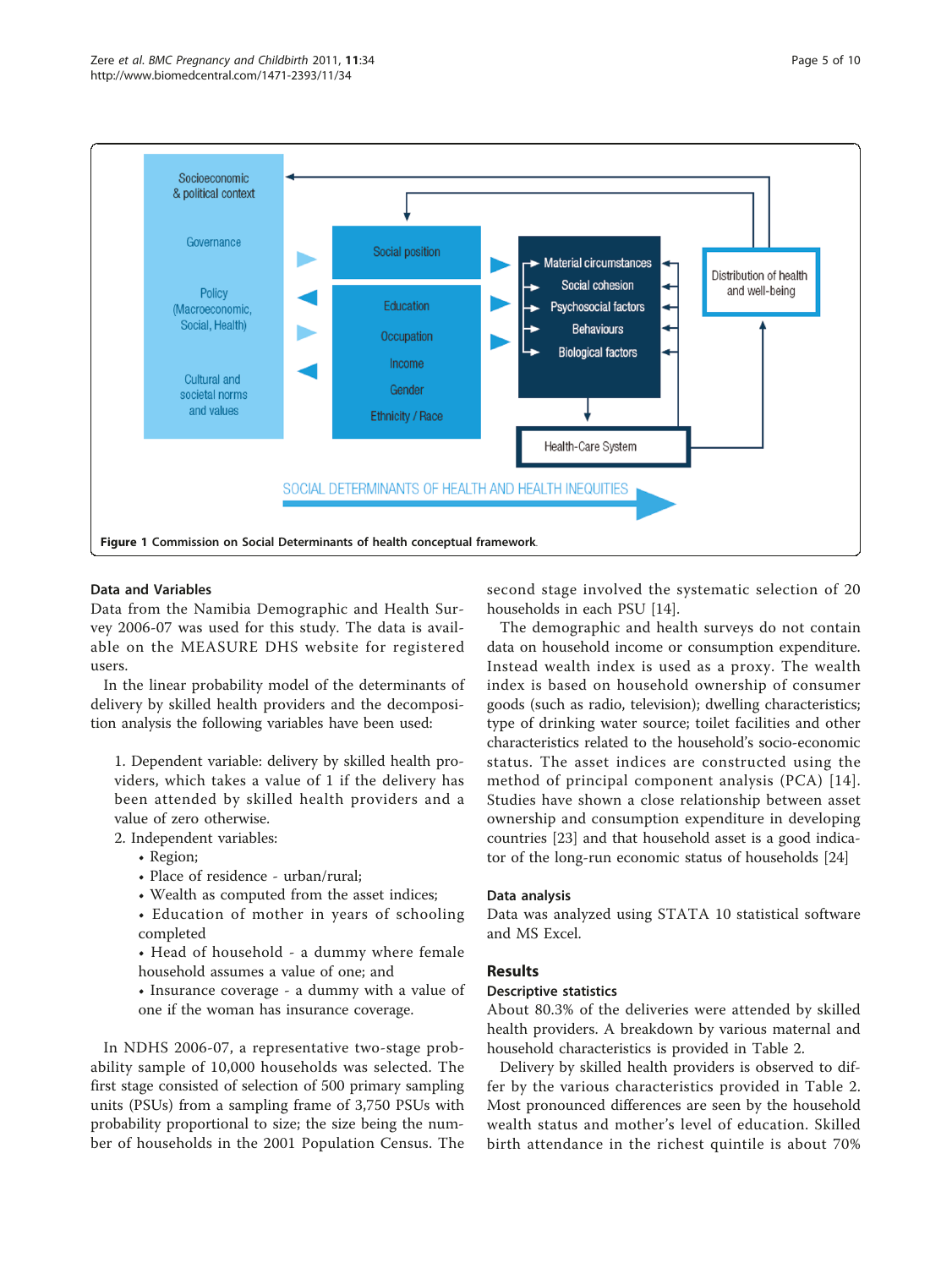Figure 1 Commission on Social Determinants of health conceptual framework.

### Data and Variables

Data from the Namibia Demographic and Health Survey 2006-07 was used for this study. The data is available on the MEASURE DHS website for registered users.

In the linear probability model of the determinants of delivery by skilled health providers and the decomposition analysis the following variables have been used:

1. Dependent variable: delivery by skilled health providers, which takes a value of 1 if the delivery has been attended by skilled health providers and a value of zero otherwise.
2. Independent variables:
   - Region;
   - Place of residence - urban/rural;
   - Wealth as computed from the asset indices;
   - Education of mother in years of schooling completed
   - Head of household - a dummy where female household assumes a value of one; and
   - Insurance coverage - a dummy with a value of one if the woman has insurance coverage.

In NDHS 2006-07, a representative two-stage probability sample of 10,000 households was selected. The first stage consisted of selection of 500 primary sampling units (PSUs) from a sampling frame of 3,750 PSUs with probability proportional to size; the size being the number of households in the 2001 Population Census. The second stage involved the systematic selection of 20 households in each PSU [14].

The demographic and health surveys do not contain data on household income or consumption expenditure. Instead wealth index is used as a proxy. The wealth index is based on household ownership of consumer goods (such as radio, television); dwelling characteristics; type of drinking water source; toilet facilities and other characteristics related to the household's socio-economic status. The asset indices are constructed using the method of principal component analysis (PCA) [14]. Studies have shown a close relationship between asset ownership and consumption expenditure in developing countries [23] and that household asset is a good indicator of the long-run economic status of households [24]

### Data analysis

Data was analyzed using STATA 10 statistical software and MS Excel.

## Results

### Descriptive statistics

About 80.3% of the deliveries were attended by skilled health providers. A breakdown by various maternal and household characteristics is provided in Table 2.

Delivery by skilled health providers is observed to differ by the various characteristics provided in Table 2. Most pronounced differences are seen by the household wealth status and mother's level of education. Skilled birth attendance in the richest quintile is about 70%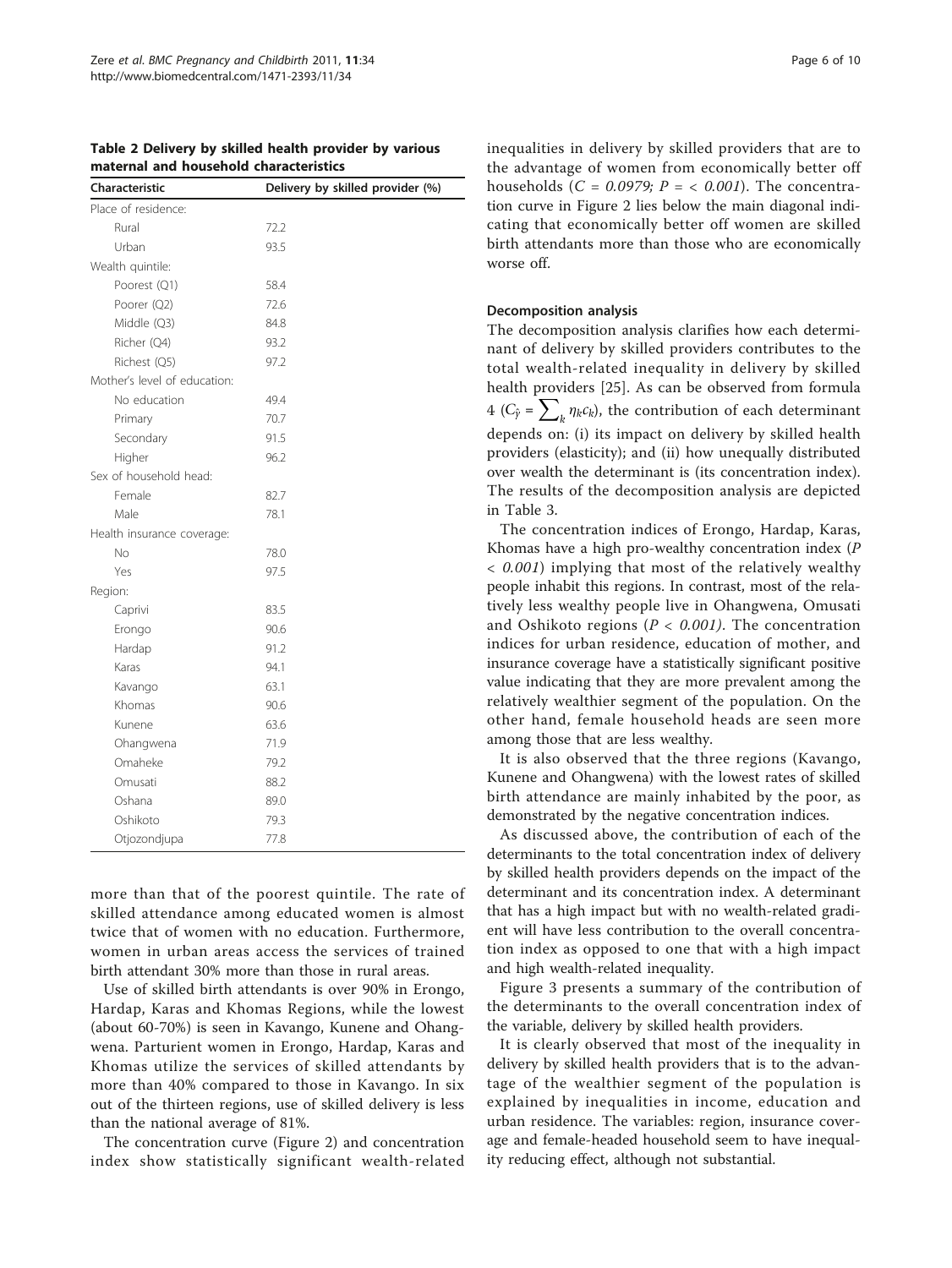**Table 2 Delivery by skilled health provider by various maternal and household characteristics**

| Characteristic | Delivery by skilled provider (%) |
|---|---|
| Place of residence: | |
| Rural | 72.2 |
| Urban | 93.5 |
| Wealth quintile: | |
| Poorest (Q1) | 58.4 |
| Poorer (Q2) | 72.6 |
| Middle (Q3) | 84.8 |
| Richer (Q4) | 93.2 |
| Richest (Q5) | 97.2 |
| Mother's level of education: | |
| No education | 49.4 |
| Primary | 70.7 |
| Secondary | 91.5 |
| Higher | 96.2 |
| Sex of household head: | |
| Female | 82.7 |
| Male | 78.1 |
| Health insurance coverage: | |
| No | 78.0 |
| Yes | 97.5 |
| Region: | |
| Caprivi | 83.5 |
| Erongo | 90.6 |
| Hardap | 91.2 |
| Karas | 94.1 |
| Kavango | 63.1 |
| Khomas | 90.6 |
| Kunene | 63.6 |
| Ohangwena | 71.9 |
| Omaheke | 79.2 |
| Omusati | 88.2 |
| Oshana | 89.0 |
| Oshikoto | 79.3 |
| Otjozondjupa | 77.8 |

more than that of the poorest quintile. The rate of skilled attendance among educated women is almost twice that of women with no education. Furthermore, women in urban areas access the services of trained birth attendant 30% more than those in rural areas.

Use of skilled birth attendants is over 90% in Erongo, Hardap, Karas and Khomas Regions, while the lowest (about 60-70%) is seen in Kavango, Kunene and Ohangwena. Parturient women in Erongo, Hardap, Karas and Khomas utilize the services of skilled attendants by more than 40% compared to those in Kavango. In six out of the thirteen regions, use of skilled delivery is less than the national average of 81%.

The concentration curve (Figure 2) and concentration index show statistically significant wealth-related inequalities in delivery by skilled providers that are to the advantage of women from economically better off households (*C = 0.0979; P = < 0.001*). The concentration curve in Figure 2 lies below the main diagonal indicating that economically better off women are skilled birth attendants more than those who are economically worse off.

### Decomposition analysis

The decomposition analysis clarifies how each determinant of delivery by skilled providers contributes to the total wealth-related inequality in delivery by skilled health providers [25]. As can be observed from formula 4 ($C_{\hat{y}} = \sum_k \eta_k c_k$), the contribution of each determinant depends on: (i) its impact on delivery by skilled health providers (elasticity); and (ii) how unequally distributed over wealth the determinant is (its concentration index). The results of the decomposition analysis are depicted in Table 3.

The concentration indices of Erongo, Hardap, Karas, Khomas have a high pro-wealthy concentration index ($P < 0.001$) implying that most of the relatively wealthy people inhabit this regions. In contrast, most of the relatively less wealthy people live in Ohangwena, Omusati and Oshikoto regions ($P < 0.001$). The concentration indices for urban residence, education of mother, and insurance coverage have a statistically significant positive value indicating that they are more prevalent among the relatively wealthier segment of the population. On the other hand, female household heads are seen more among those that are less wealthy.

It is also observed that the three regions (Kavango, Kunene and Ohangwena) with the lowest rates of skilled birth attendance are mainly inhabited by the poor, as demonstrated by the negative concentration indices.

As discussed above, the contribution of each of the determinants to the total concentration index of delivery by skilled health providers depends on the impact of the determinant and its concentration index. A determinant that has a high impact but with no wealth-related gradient will have less contribution to the overall concentration index as opposed to one that with a high impact and high wealth-related inequality.

Figure 3 presents a summary of the contribution of the determinants to the overall concentration index of the variable, delivery by skilled health providers.

It is clearly observed that most of the inequality in delivery by skilled health providers that is to the advantage of the wealthier segment of the population is explained by inequalities in income, education and urban residence. The variables: region, insurance coverage and female-headed household seem to have inequality reducing effect, although not substantial.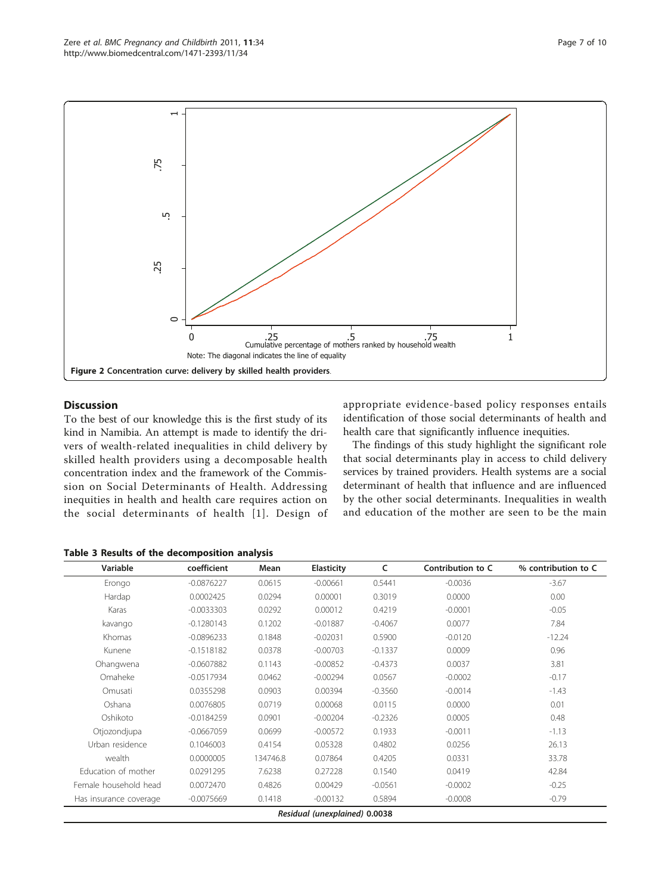Figure 2 Concentration curve: delivery by skilled health providers.

## Discussion

To the best of our knowledge this is the first study of its kind in Namibia. An attempt is made to identify the drivers of wealth-related inequalities in child delivery by skilled health providers using a decomposable health concentration index and the framework of the Commission on Social Determinants of Health. Addressing inequities in health and health care requires action on the social determinants of health [1]. Design of appropriate evidence-based policy responses entails identification of those social determinants of health and health care that significantly influence inequities.

The findings of this study highlight the significant role that social determinants play in access to child delivery services by trained providers. Health systems are a social determinant of health that influence and are influenced by the other social determinants. Inequalities in wealth and education of the mother are seen to be the main

**Table 3 Results of the decomposition analysis**

| Variable | coefficient | Mean | Elasticity | C | Contribution to C | % contribution to C |
|---|---|---|---|---|---|---|
| Erongo | -0.0876227 | 0.0615 | -0.00661 | 0.5441 | -0.0036 | -3.67 |
| Hardap | 0.0002425 | 0.0294 | 0.00001 | 0.3019 | 0.0000 | 0.00 |
| Karas | -0.0033303 | 0.0292 | 0.00012 | 0.4219 | -0.0001 | -0.05 |
| kavango | -0.1280143 | 0.1202 | -0.01887 | -0.4067 | 0.0077 | 7.84 |
| Khomas | -0.0896233 | 0.1848 | -0.02031 | 0.5900 | -0.0120 | -12.24 |
| Kunene | -0.1518182 | 0.0378 | -0.00703 | -0.1337 | 0.0009 | 0.96 |
| Ohangwena | -0.0607882 | 0.1143 | -0.00852 | -0.4373 | 0.0037 | 3.81 |
| Omaheke | -0.0517934 | 0.0462 | -0.00294 | 0.0567 | -0.0002 | -0.17 |
| Omusati | 0.0355298 | 0.0903 | 0.00394 | -0.3560 | -0.0014 | -1.43 |
| Oshana | 0.0076805 | 0.0719 | 0.00068 | 0.0115 | 0.0000 | 0.01 |
| Oshikoto | -0.0184259 | 0.0901 | -0.00204 | -0.2326 | 0.0005 | 0.48 |
| Otjozondjupa | -0.0667059 | 0.0699 | -0.00572 | 0.1933 | -0.0011 | -1.13 |
| Urban residence | 0.1046003 | 0.4154 | 0.05328 | 0.4802 | 0.0256 | 26.13 |
| wealth | 0.0000005 | 134746.8 | 0.07864 | 0.4205 | 0.0331 | 33.78 |
| Education of mother | 0.0291295 | 7.6238 | 0.27228 | 0.1540 | 0.0419 | 42.84 |
| Female household head | 0.0072470 | 0.4826 | 0.00429 | -0.0561 | -0.0002 | -0.25 |
| Has insurance coverage | -0.0075669 | 0.1418 | -0.00132 | 0.5894 | -0.0008 | -0.79 |
| *Residual (unexplained)* **0.0038** | | | | | | |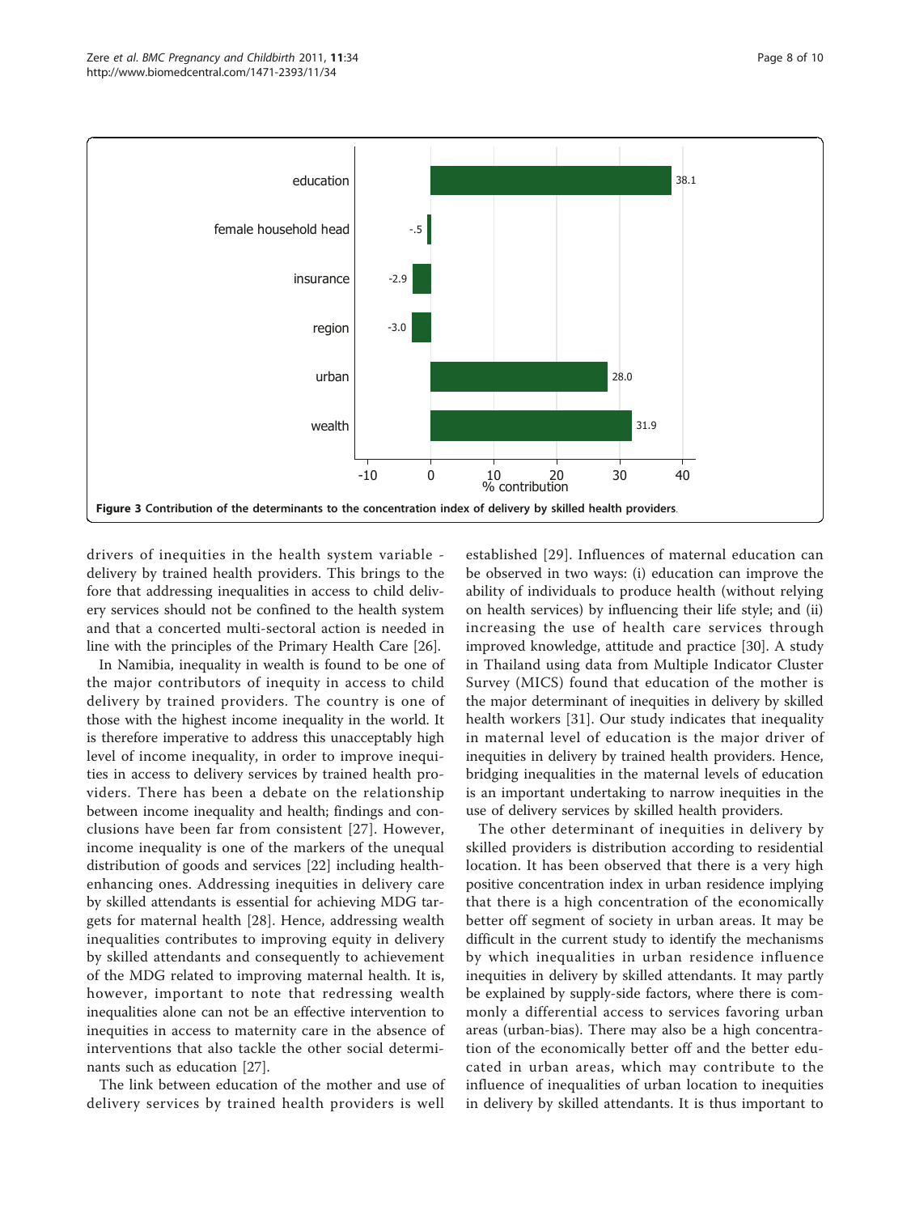education
38.1
female household head
-.5
insurance
-2.9
region
-3.0
urban
28.0
wealth
31.9

-10 0 10 20 30 40
% contribution

**Figure 3 Contribution of the determinants to the concentration index of delivery by skilled health providers.**

drivers of inequities in the health system variable - delivery by trained health providers. This brings to the fore that addressing inequalities in access to child delivery services should not be confined to the health system and that a concerted multi-sectoral action is needed in line with the principles of the Primary Health Care [26].

In Namibia, inequality in wealth is found to be one of the major contributors of inequity in access to child delivery by trained providers. The country is one of those with the highest income inequality in the world. It is therefore imperative to address this unacceptably high level of income inequality, in order to improve inequities in access to delivery services by trained health providers. There has been a debate on the relationship between income inequality and health; findings and conclusions have been far from consistent [27]. However, income inequality is one of the markers of the unequal distribution of goods and services [22] including health-enhancing ones. Addressing inequities in delivery care by skilled attendants is essential for achieving MDG targets for maternal health [28]. Hence, addressing wealth inequalities contributes to improving equity in delivery by skilled attendants and consequently to achievement of the MDG related to improving maternal health. It is, however, important to note that redressing wealth inequalities alone can not be an effective intervention to inequities in access to maternity care in the absence of interventions that also tackle the other social determinants such as education [27].

The link between education of the mother and use of delivery services by trained health providers is well established [29]. Influences of maternal education can be observed in two ways: (i) education can improve the ability of individuals to produce health (without relying on health services) by influencing their life style; and (ii) increasing the use of health care services through improved knowledge, attitude and practice [30]. A study in Thailand using data from Multiple Indicator Cluster Survey (MICS) found that education of the mother is the major determinant of inequities in delivery by skilled health workers [31]. Our study indicates that inequality in maternal level of education is the major driver of inequities in delivery by trained health providers. Hence, bridging inequalities in the maternal levels of education is an important undertaking to narrow inequities in the use of delivery services by skilled health providers.

The other determinant of inequities in delivery by skilled providers is distribution according to residential location. It has been observed that there is a very high positive concentration index in urban residence implying that there is a high concentration of the economically better off segment of society in urban areas. It may be difficult in the current study to identify the mechanisms by which inequalities in urban residence influence inequities in delivery by skilled attendants. It may partly be explained by supply-side factors, where there is commonly a differential access to services favoring urban areas (urban-bias). There may also be a high concentration of the economically better off and the better educated in urban areas, which may contribute to the influence of inequalities of urban location to inequities in delivery by skilled attendants. It is thus important to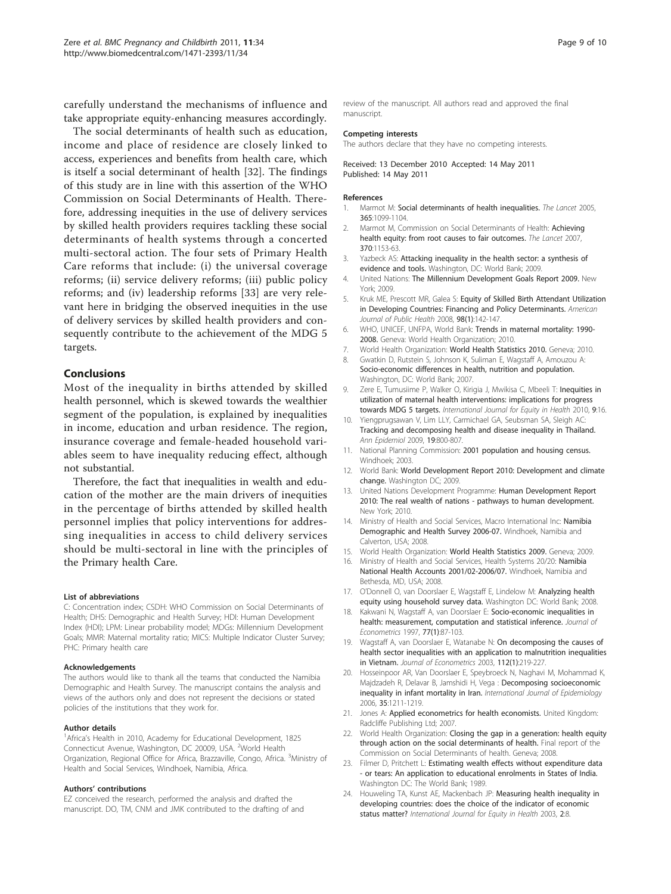carefully understand the mechanisms of influence and take appropriate equity-enhancing measures accordingly.

The social determinants of health such as education, income and place of residence are closely linked to access, experiences and benefits from health care, which is itself a social determinant of health [32]. The findings of this study are in line with this assertion of the WHO Commission on Social Determinants of Health. Therefore, addressing inequities in the use of delivery services by skilled health providers requires tackling these social determinants of health systems through a concerted multi-sectoral action. The four sets of Primary Health Care reforms that include: (i) the universal coverage reforms; (ii) service delivery reforms; (iii) public policy reforms; and (iv) leadership reforms [33] are very relevant here in bridging the observed inequities in the use of delivery services by skilled health providers and consequently contribute to the achievement of the MDG 5 targets.

## Conclusions

Most of the inequality in births attended by skilled health personnel, which is skewed towards the wealthier segment of the population, is explained by inequalities in income, education and urban residence. The region, insurance coverage and female-headed household variables seem to have inequality reducing effect, although not substantial.

Therefore, the fact that inequalities in wealth and education of the mother are the main drivers of inequities in the percentage of births attended by skilled health personnel implies that policy interventions for addressing inequalities in access to child delivery services should be multi-sectoral in line with the principles of the Primary health Care.

#### List of abbreviations

C: Concentration index; CSDH: WHO Commission on Social Determinants of Health; DHS: Demographic and Health Survey; HDI: Human Development Index (HDI); LPM: Linear probability model; MDGs: Millennium Development Goals; MMR: Maternal mortality ratio; MICS: Multiple Indicator Cluster Survey; PHC: Primary health care

#### Acknowledgements

The authors would like to thank all the teams that conducted the Namibia Demographic and Health Survey. The manuscript contains the analysis and views of the authors only and does not represent the decisions or stated policies of the institutions that they work for.

#### Author details

[1]Africa's Health in 2010, Academy for Educational Development, 1825 Connecticut Avenue, Washington, DC 20009, USA. [2]World Health Organization, Regional Office for Africa, Brazzaville, Congo, Africa. [3]Ministry of Health and Social Services, Windhoek, Namibia, Africa.

#### Authors' contributions

EZ conceived the research, performed the analysis and drafted the manuscript. DO, TM, CNM and JMK contributed to the drafting of and review of the manuscript. All authors read and approved the final manuscript.

#### Competing interests

The authors declare that they have no competing interests.

Received: 13 December 2010 Accepted: 14 May 2011
Published: 14 May 2011

#### References

1. Marmot M: **Social determinants of health inequalities.** *The Lancet* 2005, **365**:1099-1104.
2. Marmot M, Commission on Social Determinants of Health: **Achieving health equity: from root causes to fair outcomes.** *The Lancet* 2007, **370**:1153-63.
3. Yazbeck AS: **Attacking inequality in the health sector: a synthesis of evidence and tools.** Washington, DC: World Bank; 2009.
4. United Nations: **The Millennium Development Goals Report 2009.** New York; 2009.
5. Kruk ME, Prescott MR, Galea S: **Equity of Skilled Birth Attendant Utilization in Developing Countries: Financing and Policy Determinants.** *American Journal of Public Health* 2008, **98(1)**:142-147.
6. WHO, UNICEF, UNFPA, World Bank: **Trends in maternal mortality: 1990-2008.** Geneva: World Health Organization; 2010.
7. World Health Organization: **World Health Statistics 2010.** Geneva; 2010.
8. Gwatkin D, Rutstein S, Johnson K, Suliman E, Wagstaff A, Amouzou A: **Socio-economic differences in health, nutrition and population.** Washington, DC: World Bank; 2007.
9. Zere E, Tumusiime P, Walker O, Kirigia J, Mwikisa C, Mbeeli T: **Inequities in utilization of maternal health interventions: implications for progress towards MDG 5 targets.** *International Journal for Equity in Health* 2010, **9**:16.
10. Yiengprugsawan V, Lim LLY, Carmichael GA, Seubsman SA, Sleigh AC: **Tracking and decomposing health and disease inequality in Thailand.** *Ann Epidemiol* 2009, **19**:800-807.
11. National Planning Commission: **2001 population and housing census.** Windhoek; 2003.
12. World Bank: **World Development Report 2010: Development and climate change.** Washington DC; 2009.
13. United Nations Development Programme: **Human Development Report 2010: The real wealth of nations - pathways to human development.** New York; 2010.
14. Ministry of Health and Social Services, Macro International Inc: **Namibia Demographic and Health Survey 2006-07.** Windhoek, Namibia and Calverton, USA; 2008.
15. World Health Organization: **World Health Statistics 2009.** Geneva; 2009.
16. Ministry of Health and Social Services, Health Systems 20/20: **Namibia National Health Accounts 2001/02-2006/07.** Windhoek, Namibia and Bethesda, MD, USA; 2008.
17. O'Donnell O, van Doorslaer E, Wagstaff E, Lindelow M: **Analyzing health equity using household survey data.** Washington DC: World Bank; 2008.
18. Kakwani N, Wagstaff A, van Doorslaer E: **Socio-economic inequalities in health: measurement, computation and statistical inference.** *Journal of Econometrics* 1997, **77(1)**:87-103.
19. Wagstaff A, van Doorslaer E, Watanabe N: **On decomposing the causes of health sector inequalities with an application to malnutrition inequalities in Vietnam.** *Journal of Econometrics* 2003, **112(1)**:219-227.
20. Hosseinpoor AR, Van Doorslaer E, Speybroeck N, Naghavi M, Mohammad K, Majdzadeh R, Delavar B, Jamshidi H, Vega : **Decomposing socioeconomic inequality in infant mortality in Iran.** *International Journal of Epidemiology* 2006, **35**:1211-1219.
21. Jones A: **Applied econometrics for health economists.** United Kingdom: Radcliffe Publishing Ltd; 2007.
22. World Health Organization: **Closing the gap in a generation: health equity through action on the social determinants of health.** Final report of the Commission on Social Determinants of health. Geneva; 2008.
23. Filmer D, Pritchett L: **Estimating wealth effects without expenditure data - or tears: An application to educational enrolments in States of India.** Washington DC: The World Bank; 1989.
24. Houweling TA, Kunst AE, Mackenbach JP: **Measuring health inequality in developing countries: does the choice of the indicator of economic status matter?** *International Journal for Equity in Health* 2003, **2**:8.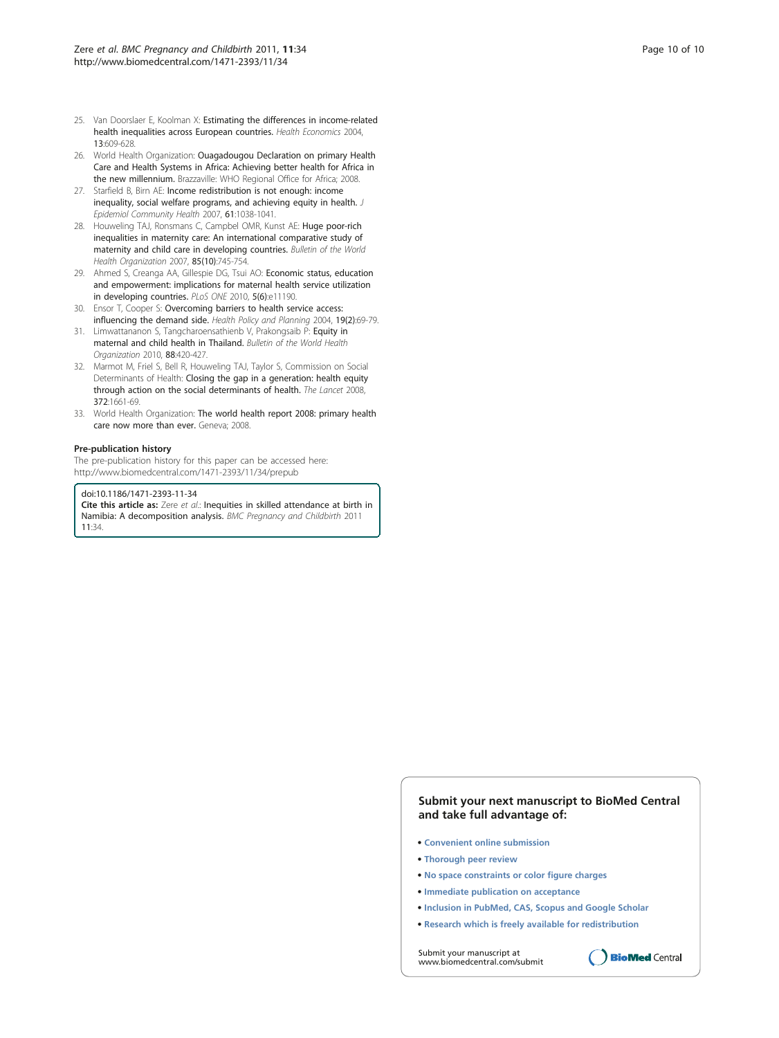25. Van Doorslaer E, Koolman X: **Estimating the differences in income-related health inequalities across European countries.** *Health Economics* 2004, **13**:609-628.
26. World Health Organization: **Ouagadougou Declaration on primary Health Care and Health Systems in Africa: Achieving better health for Africa in the new millennium.** Brazzaville: WHO Regional Office for Africa; 2008.
27. Starfield B, Birn AE: **Income redistribution is not enough: income inequality, social welfare programs, and achieving equity in health.** *J Epidemiol Community Health* 2007, **61**:1038-1041.
28. Houweling TAJ, Ronsmans C, Campbel OMR, Kunst AE: **Huge poor-rich inequalities in maternity care: An international comparative study of maternity and child care in developing countries.** *Bulletin of the World Health Organization* 2007, **85(10)**:745-754.
29. Ahmed S, Creanga AA, Gillespie DG, Tsui AO: **Economic status, education and empowerment: implications for maternal health service utilization in developing countries.** *PLoS ONE* 2010, **5(6)**:e11190.
30. Ensor T, Cooper S: **Overcoming barriers to health service access: influencing the demand side.** *Health Policy and Planning* 2004, **19(2)**:69-79.
31. Limwattananon S, Tangcharoensathienb V, Prakongsaib P: **Equity in maternal and child health in Thailand.** *Bulletin of the World Health Organization* 2010, **88**:420-427.
32. Marmot M, Friel S, Bell R, Houweling TAJ, Taylor S, Commission on Social Determinants of Health: **Closing the gap in a generation: health equity through action on the social determinants of health.** *The Lancet* 2008, **372**:1661-69.
33. World Health Organization: **The world health report 2008: primary health care now more than ever.** Geneva; 2008.

### Pre-publication history

The pre-publication history for this paper can be accessed here:
http://www.biomedcentral.com/1471-2393/11/34/prepub

doi:10.1186/1471-2393-11-34
**Cite this article as:** Zere *et al.*: Inequities in skilled attendance at birth in Namibia: A decomposition analysis. *BMC Pregnancy and Childbirth* 2011 11:34.

**Submit your next manuscript to BioMed Central and take full advantage of:**

- **Convenient online submission**
- **Thorough peer review**
- **No space constraints or color figure charges**
- **Immediate publication on acceptance**
- **Inclusion in PubMed, CAS, Scopus and Google Scholar**
- **Research which is freely available for redistribution**

Submit your manuscript at
www.biomedcentral.com/submit

BioMed Central